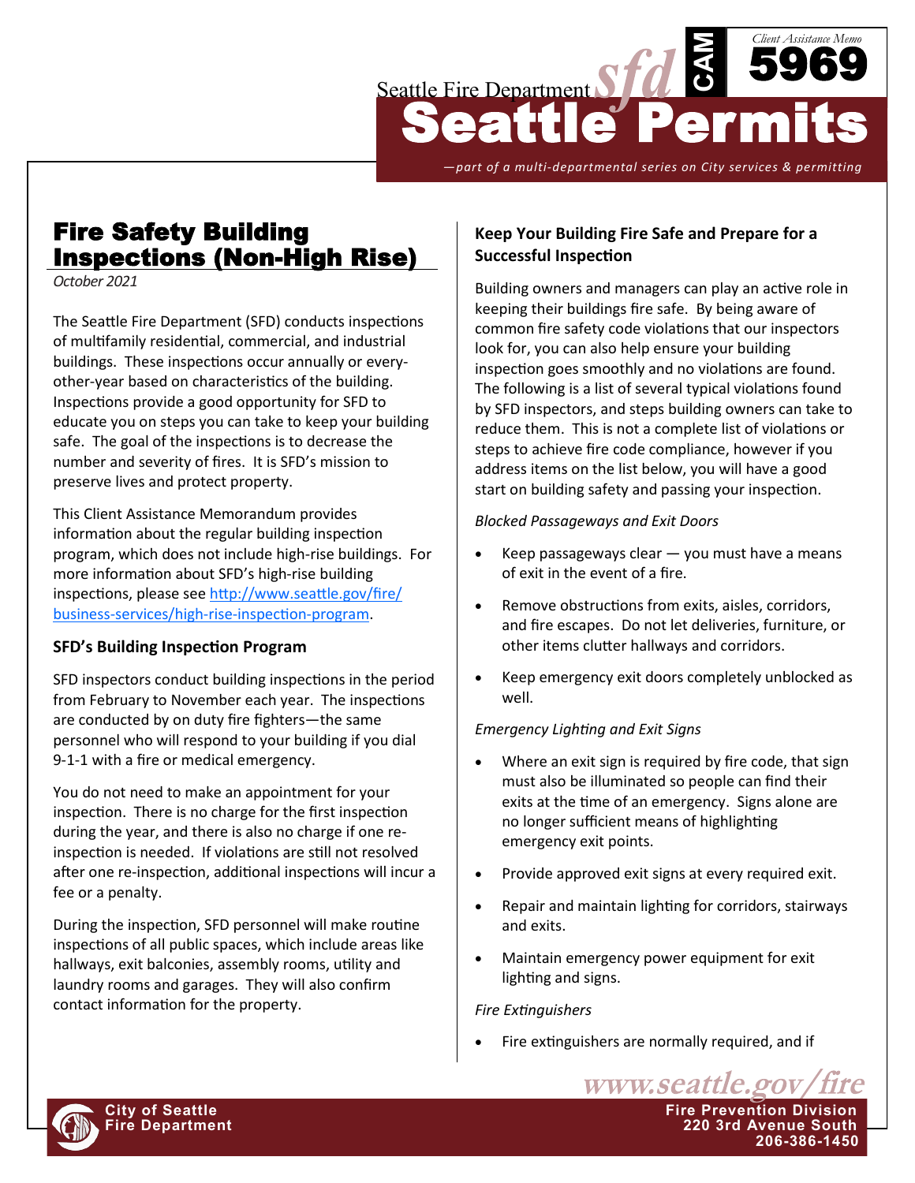Seattle Fire Department

# Seattle Permits

Client Assistance Memo **CAM 5969**

*—part of a multi-departmental series on City services & permitting*

# Fire Safety Building Inspections (Non-High Rise)

*October 2021*

The Seattle Fire Department (SFD) conducts inspections of multifamily residential, commercial, and industrial buildings. These inspections occur annually or every-other-year based on characteristics of the building. Inspections provide a good opportunity for SFD to educate you on steps you can take to keep your building safe. The goal of the inspections is to decrease the number and severity of fires. It is SFD's mission to preserve lives and protect property.

This Client Assistance Memorandum provides information about the regular building inspection program, which does not include high-rise buildings. For more information about SFD's high-rise building inspections, please see [http://www.seattle.gov/fire/business-services/high-rise-inspection-program](http://www.seattle.gov/fire/business-services/high-rise-inspection-program).

## SFD's Building Inspection Program

SFD inspectors conduct building inspections in the period from February to November each year. The inspections are conducted by on duty fire fighters—the same personnel who will respond to your building if you dial 9-1-1 with a fire or medical emergency.

You do not need to make an appointment for your inspection. There is no charge for the first inspection during the year, and there is also no charge if one re-inspection is needed. If violations are still not resolved after one re-inspection, additional inspections will incur a fee or a penalty.

During the inspection, SFD personnel will make routine inspections of all public spaces, which include areas like hallways, exit balconies, assembly rooms, utility and laundry rooms and garages. They will also confirm contact information for the property.

## Keep Your Building Fire Safe and Prepare for a Successful Inspection

Building owners and managers can play an active role in keeping their buildings fire safe. By being aware of common fire safety code violations that our inspectors look for, you can also help ensure your building inspection goes smoothly and no violations are found. The following is a list of several typical violations found by SFD inspectors, and steps building owners can take to reduce them. This is not a complete list of violations or steps to achieve fire code compliance, however if you address items on the list below, you will have a good start on building safety and passing your inspection.

*Blocked Passageways and Exit Doors*

- Keep passageways clear — you must have a means of exit in the event of a fire.
- Remove obstructions from exits, aisles, corridors, and fire escapes. Do not let deliveries, furniture, or other items clutter hallways and corridors.
- Keep emergency exit doors completely unblocked as well.

*Emergency Lighting and Exit Signs*

- Where an exit sign is required by fire code, that sign must also be illuminated so people can find their exits at the time of an emergency. Signs alone are no longer sufficient means of highlighting emergency exit points.
- Provide approved exit signs at every required exit.
- Repair and maintain lighting for corridors, stairways and exits.
- Maintain emergency power equipment for exit lighting and signs.

*Fire Extinguishers*

- Fire extinguishers are normally required, and if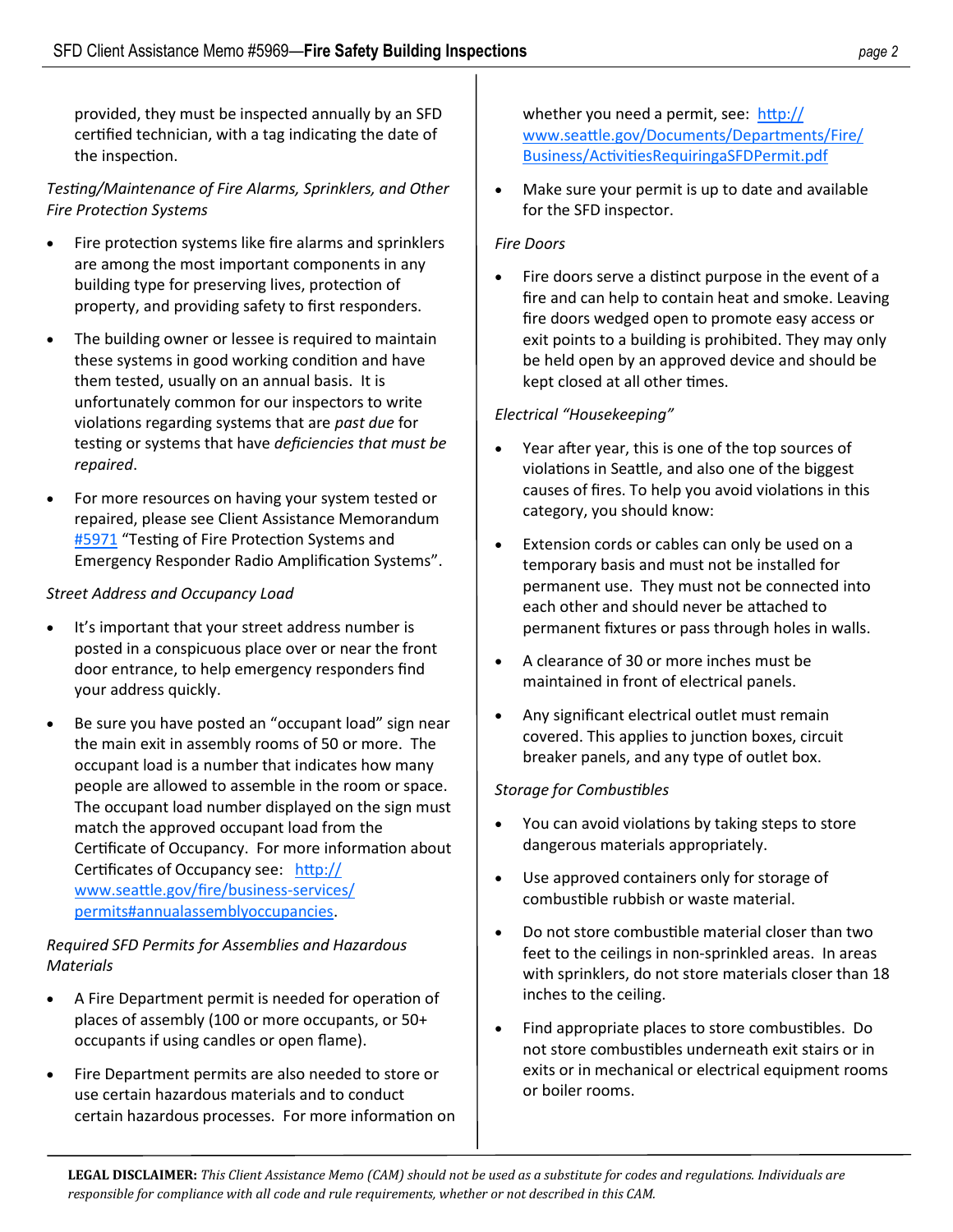provided, they must be inspected annually by an SFD certified technician, with a tag indicating the date of the inspection.

*Testing/Maintenance of Fire Alarms, Sprinklers, and Other Fire Protection Systems*

- Fire protection systems like fire alarms and sprinklers are among the most important components in any building type for preserving lives, protection of property, and providing safety to first responders.
- The building owner or lessee is required to maintain these systems in good working condition and have them tested, usually on an annual basis. It is unfortunately common for our inspectors to write violations regarding systems that are *past due* for testing or systems that have *deficiencies that must be repaired*.
- For more resources on having your system tested or repaired, please see Client Assistance Memorandum #5971 "Testing of Fire Protection Systems and Emergency Responder Radio Amplification Systems".

*Street Address and Occupancy Load*

- It's important that your street address number is posted in a conspicuous place over or near the front door entrance, to help emergency responders find your address quickly.
- Be sure you have posted an "occupant load" sign near the main exit in assembly rooms of 50 or more. The occupant load is a number that indicates how many people are allowed to assemble in the room or space. The occupant load number displayed on the sign must match the approved occupant load from the Certificate of Occupancy. For more information about Certificates of Occupancy see: http://www.seattle.gov/fire/business-services/permits#annualassemblyoccupancies.

*Required SFD Permits for Assemblies and Hazardous Materials*

- A Fire Department permit is needed for operation of places of assembly (100 or more occupants, or 50+ occupants if using candles or open flame).
- Fire Department permits are also needed to store or use certain hazardous materials and to conduct certain hazardous processes. For more information on whether you need a permit, see: http://www.seattle.gov/Documents/Departments/Fire/Business/ActivitiesRequiringaSFDPermit.pdf
- Make sure your permit is up to date and available for the SFD inspector.

*Fire Doors*

- Fire doors serve a distinct purpose in the event of a fire and can help to contain heat and smoke. Leaving fire doors wedged open to promote easy access or exit points to a building is prohibited. They may only be held open by an approved device and should be kept closed at all other times.

*Electrical "Housekeeping"*

- Year after year, this is one of the top sources of violations in Seattle, and also one of the biggest causes of fires. To help you avoid violations in this category, you should know:
- Extension cords or cables can only be used on a temporary basis and must not be installed for permanent use. They must not be connected into each other and should never be attached to permanent fixtures or pass through holes in walls.
- A clearance of 30 or more inches must be maintained in front of electrical panels.
- Any significant electrical outlet must remain covered. This applies to junction boxes, circuit breaker panels, and any type of outlet box.

*Storage for Combustibles*

- You can avoid violations by taking steps to store dangerous materials appropriately.
- Use approved containers only for storage of combustible rubbish or waste material.
- Do not store combustible material closer than two feet to the ceilings in non-sprinkled areas. In areas with sprinklers, do not store materials closer than 18 inches to the ceiling.
- Find appropriate places to store combustibles. Do not store combustibles underneath exit stairs or in exits or in mechanical or electrical equipment rooms or boiler rooms.

**LEGAL DISCLAIMER:** *This Client Assistance Memo (CAM) should not be used as a substitute for codes and regulations. Individuals are responsible for compliance with all code and rule requirements, whether or not described in this CAM.*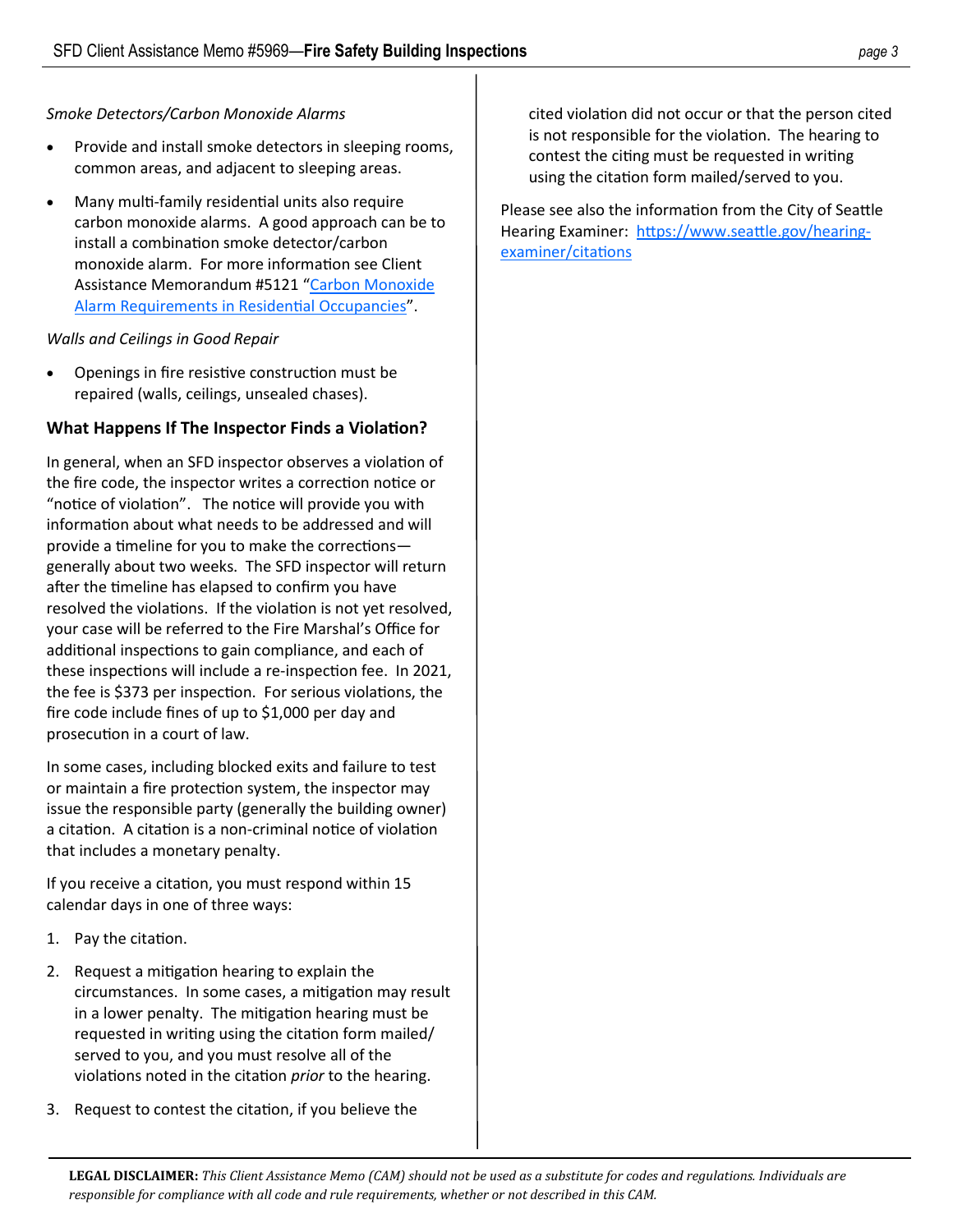*Smoke Detectors/Carbon Monoxide Alarms*

- Provide and install smoke detectors in sleeping rooms, common areas, and adjacent to sleeping areas.
- Many multi-family residential units also require carbon monoxide alarms. A good approach can be to install a combination smoke detector/carbon monoxide alarm. For more information see Client Assistance Memorandum #5121 "Carbon Monoxide Alarm Requirements in Residential Occupancies".

*Walls and Ceilings in Good Repair*

- Openings in fire resistive construction must be repaired (walls, ceilings, unsealed chases).

### What Happens If The Inspector Finds a Violation?

In general, when an SFD inspector observes a violation of the fire code, the inspector writes a correction notice or "notice of violation". The notice will provide you with information about what needs to be addressed and will provide a timeline for you to make the corrections—generally about two weeks. The SFD inspector will return after the timeline has elapsed to confirm you have resolved the violations. If the violation is not yet resolved, your case will be referred to the Fire Marshal's Office for additional inspections to gain compliance, and each of these inspections will include a re-inspection fee. In 2021, the fee is $373 per inspection. For serious violations, the fire code include fines of up to $1,000 per day and prosecution in a court of law.

In some cases, including blocked exits and failure to test or maintain a fire protection system, the inspector may issue the responsible party (generally the building owner) a citation. A citation is a non-criminal notice of violation that includes a monetary penalty.

If you receive a citation, you must respond within 15 calendar days in one of three ways:

1. Pay the citation.
2. Request a mitigation hearing to explain the circumstances. In some cases, a mitigation may result in a lower penalty. The mitigation hearing must be requested in writing using the citation form mailed/served to you, and you must resolve all of the violations noted in the citation *prior* to the hearing.
3. Request to contest the citation, if you believe the cited violation did not occur or that the person cited is not responsible for the violation. The hearing to contest the citing must be requested in writing using the citation form mailed/served to you.

Please see also the information from the City of Seattle Hearing Examiner: https://www.seattle.gov/hearing-examiner/citations

**LEGAL DISCLAIMER:** *This Client Assistance Memo (CAM) should not be used as a substitute for codes and regulations. Individuals are responsible for compliance with all code and rule requirements, whether or not described in this CAM.*